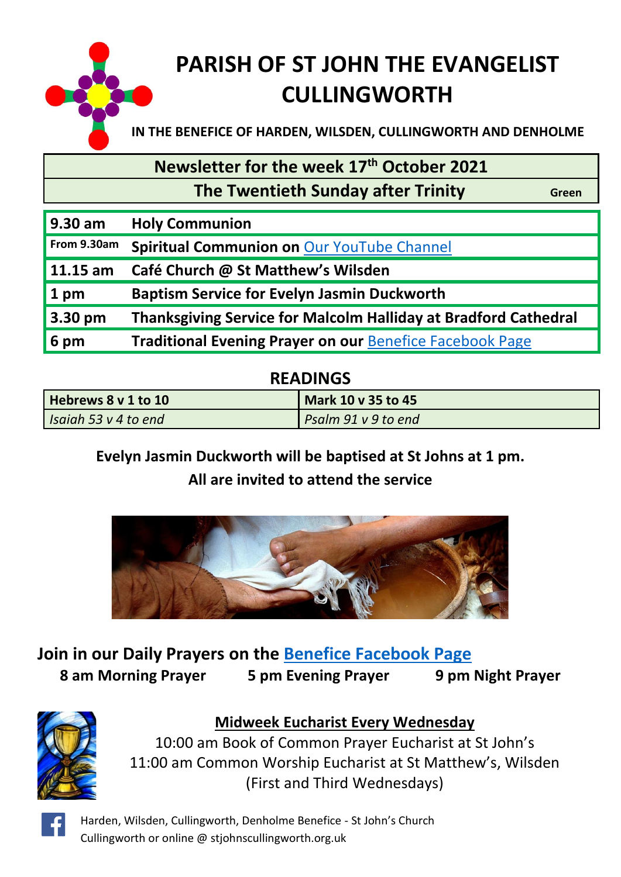# PARISH OF ST JOHN THE EVANGELIST CULLINGWORTH

**IN THE BENEFICE OF HARDEN, WILSDEN, CULLINGWORTH AND DENHOLME**

## Newsletter for the week 17th October 2021

**The Twentieth Sunday after Trinity** — Green

| | |
|---|---|
| **9.30 am** | **Holy Communion** |
| **From 9.30am** | **Spiritual Communion on Our YouTube Channel** |
| **11.15 am** | **Café Church @ St Matthew's Wilsden** |
| **1 pm** | **Baptism Service for Evelyn Jasmin Duckworth** |
| **3.30 pm** | **Thanksgiving Service for Malcolm Halliday at Bradford Cathedral** |
| **6 pm** | **Traditional Evening Prayer on our Benefice Facebook Page** |

## READINGS

| **Hebrews 8 v 1 to 10** | **Mark 10 v 35 to 45** |
|---|---|
| *Isaiah 53 v 4 to end* | *Psalm 91 v 9 to end* |

**Evelyn Jasmin Duckworth will be baptised at St Johns at 1 pm.**
**All are invited to attend the service**

## Join in our Daily Prayers on the Benefice Facebook Page

**8 am Morning Prayer** **5 pm Evening Prayer** **9 pm Night Prayer**

### Midweek Eucharist Every Wednesday

10:00 am Book of Common Prayer Eucharist at St John's
11:00 am Common Worship Eucharist at St Matthew's, Wilsden
(First and Third Wednesdays)

Harden, Wilsden, Cullingworth, Denholme Benefice - St John's Church Cullingworth or online @ stjohnscullingworth.org.uk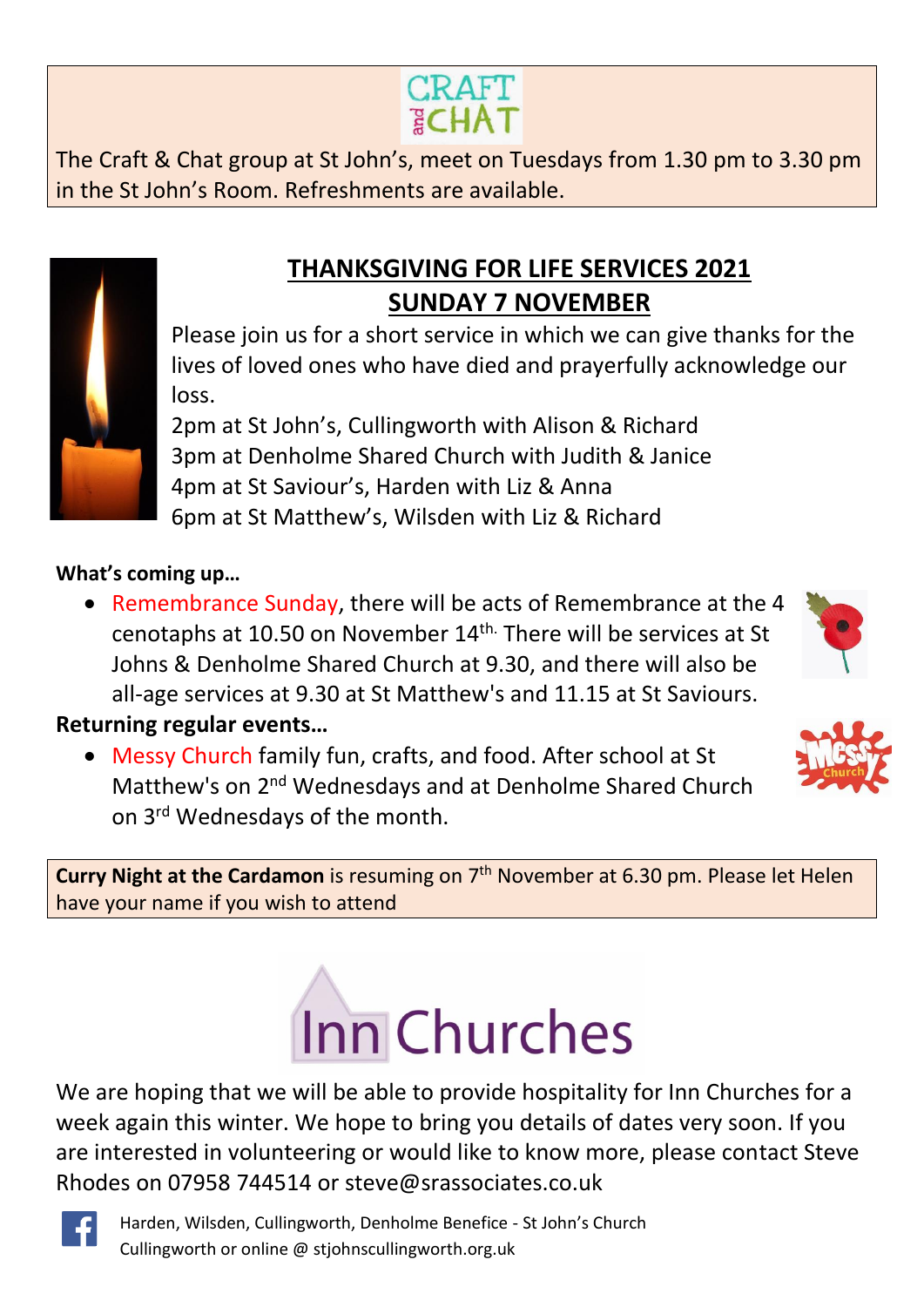CRAFT and CHAT

The Craft & Chat group at St John's, meet on Tuesdays from 1.30 pm to 3.30 pm in the St John's Room. Refreshments are available.

## THANKSGIVING FOR LIFE SERVICES 2021
## SUNDAY 7 NOVEMBER

Please join us for a short service in which we can give thanks for the lives of loved ones who have died and prayerfully acknowledge our loss.

2pm at St John's, Cullingworth with Alison & Richard
3pm at Denholme Shared Church with Judith & Janice
4pm at St Saviour's, Harden with Liz & Anna
6pm at St Matthew's, Wilsden with Liz & Richard

**What's coming up…**

- Remembrance Sunday, there will be acts of Remembrance at the 4 cenotaphs at 10.50 on November 14th. There will be services at St Johns & Denholme Shared Church at 9.30, and there will also be all-age services at 9.30 at St Matthew's and 11.15 at St Saviours.

**Returning regular events…**

- Messy Church family fun, crafts, and food. After school at St Matthew's on 2nd Wednesdays and at Denholme Shared Church on 3rd Wednesdays of the month.

**Curry Night at the Cardamon** is resuming on 7th November at 6.30 pm. Please let Helen have your name if you wish to attend

# Inn Churches

We are hoping that we will be able to provide hospitality for Inn Churches for a week again this winter. We hope to bring you details of dates very soon. If you are interested in volunteering or would like to know more, please contact Steve Rhodes on 07958 744514 or steve@srassociates.co.uk

Harden, Wilsden, Cullingworth, Denholme Benefice - St John's Church Cullingworth or online @ stjohnscullingworth.org.uk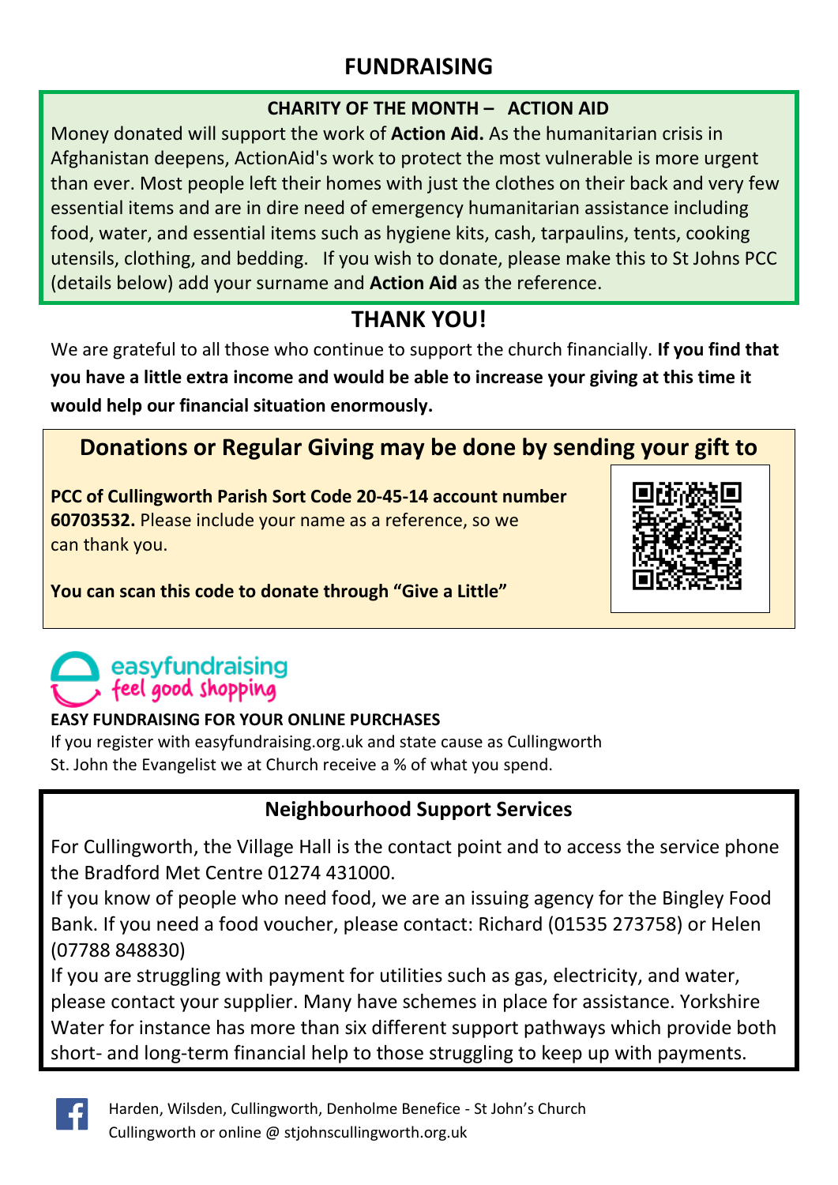# FUNDRAISING

## CHARITY OF THE MONTH – ACTION AID

Money donated will support the work of **Action Aid.** As the humanitarian crisis in Afghanistan deepens, ActionAid's work to protect the most vulnerable is more urgent than ever. Most people left their homes with just the clothes on their back and very few essential items and are in dire need of emergency humanitarian assistance including food, water, and essential items such as hygiene kits, cash, tarpaulins, tents, cooking utensils, clothing, and bedding. If you wish to donate, please make this to St Johns PCC (details below) add your surname and **Action Aid** as the reference.

## THANK YOU!

We are grateful to all those who continue to support the church financially. **If you find that you have a little extra income and would be able to increase your giving at this time it would help our financial situation enormously.**

## Donations or Regular Giving may be done by sending your gift to

**PCC of Cullingworth Parish Sort Code 20-45-14 account number 60703532.** Please include your name as a reference, so we can thank you.

**You can scan this code to donate through "Give a Little"**

easyfundraising
feel good shopping

**EASY FUNDRAISING FOR YOUR ONLINE PURCHASES**

If you register with easyfundraising.org.uk and state cause as Cullingworth St. John the Evangelist we at Church receive a % of what you spend.

## Neighbourhood Support Services

For Cullingworth, the Village Hall is the contact point and to access the service phone the Bradford Met Centre 01274 431000.

If you know of people who need food, we are an issuing agency for the Bingley Food Bank. If you need a food voucher, please contact: Richard (01535 273758) or Helen (07788 848830)

If you are struggling with payment for utilities such as gas, electricity, and water, please contact your supplier. Many have schemes in place for assistance. Yorkshire Water for instance has more than six different support pathways which provide both short- and long-term financial help to those struggling to keep up with payments.

Harden, Wilsden, Cullingworth, Denholme Benefice - St John's Church Cullingworth or online @ stjohnscullingworth.org.uk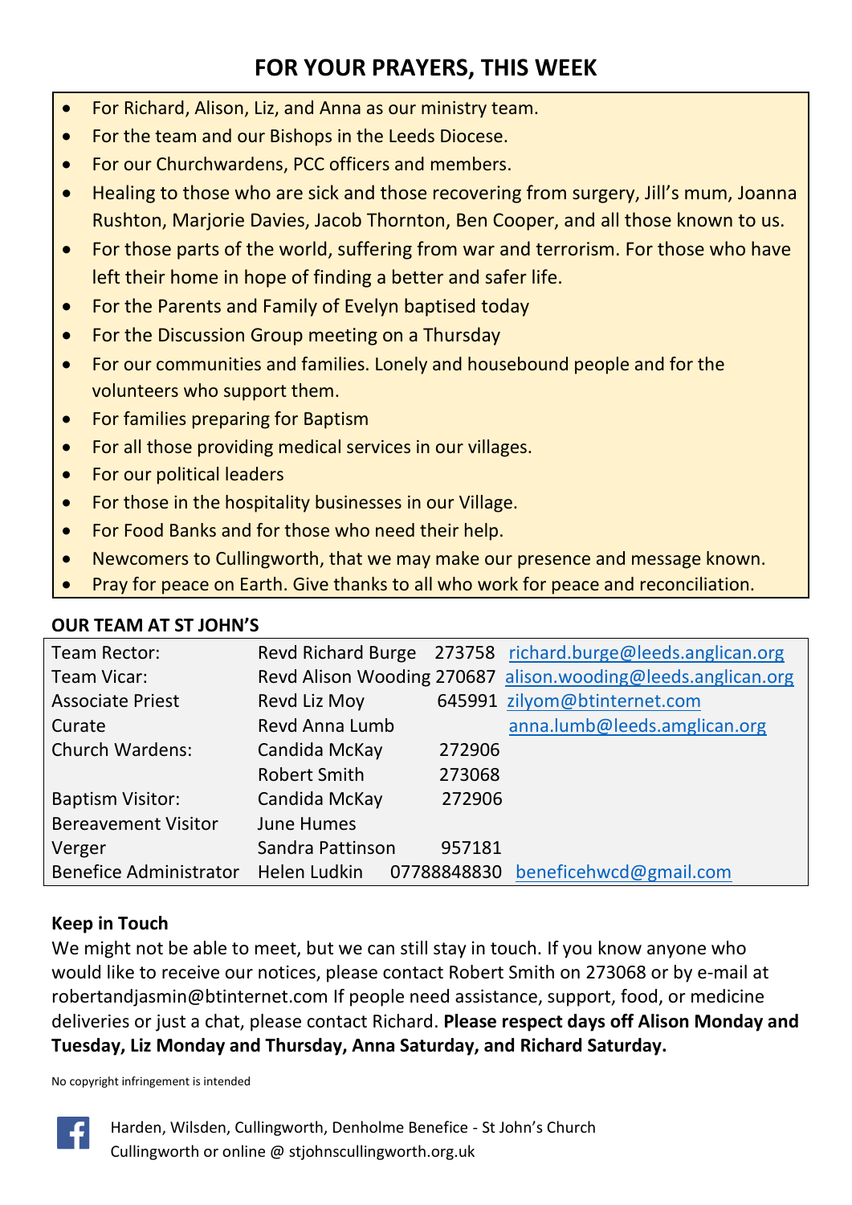## FOR YOUR PRAYERS, THIS WEEK

- For Richard, Alison, Liz, and Anna as our ministry team.
- For the team and our Bishops in the Leeds Diocese.
- For our Churchwardens, PCC officers and members.
- Healing to those who are sick and those recovering from surgery, Jill's mum, Joanna Rushton, Marjorie Davies, Jacob Thornton, Ben Cooper, and all those known to us.
- For those parts of the world, suffering from war and terrorism. For those who have left their home in hope of finding a better and safer life.
- For the Parents and Family of Evelyn baptised today
- For the Discussion Group meeting on a Thursday
- For our communities and families. Lonely and housebound people and for the volunteers who support them.
- For families preparing for Baptism
- For all those providing medical services in our villages.
- For our political leaders
- For those in the hospitality businesses in our Village.
- For Food Banks and for those who need their help.
- Newcomers to Cullingworth, that we may make our presence and message known.
- Pray for peace on Earth. Give thanks to all who work for peace and reconciliation.

**OUR TEAM AT ST JOHN'S**

| | | | |
|---|---|---|---|
| Team Rector: | Revd Richard Burge | 273758 | richard.burge@leeds.anglican.org |
| Team Vicar: | Revd Alison Wooding | 270687 | alison.wooding@leeds.anglican.org |
| Associate Priest | Revd Liz Moy | 645991 | zilyom@btinternet.com |
| Curate | Revd Anna Lumb | | anna.lumb@leeds.amglican.org |
| Church Wardens: | Candida McKay | 272906 | |
| | Robert Smith | 273068 | |
| Baptism Visitor: | Candida McKay | 272906 | |
| Bereavement Visitor | June Humes | | |
| Verger | Sandra Pattinson | 957181 | |
| Benefice Administrator | Helen Ludkin | 07788848830 | beneficehwcd@gmail.com |

**Keep in Touch**

We might not be able to meet, but we can still stay in touch. If you know anyone who would like to receive our notices, please contact Robert Smith on 273068 or by e-mail at robertandjasmin@btinternet.com If people need assistance, support, food, or medicine deliveries or just a chat, please contact Richard. **Please respect days off Alison Monday and Tuesday, Liz Monday and Thursday, Anna Saturday, and Richard Saturday.**

No copyright infringement is intended

Harden, Wilsden, Cullingworth, Denholme Benefice - St John's Church Cullingworth or online @ stjohnscullingworth.org.uk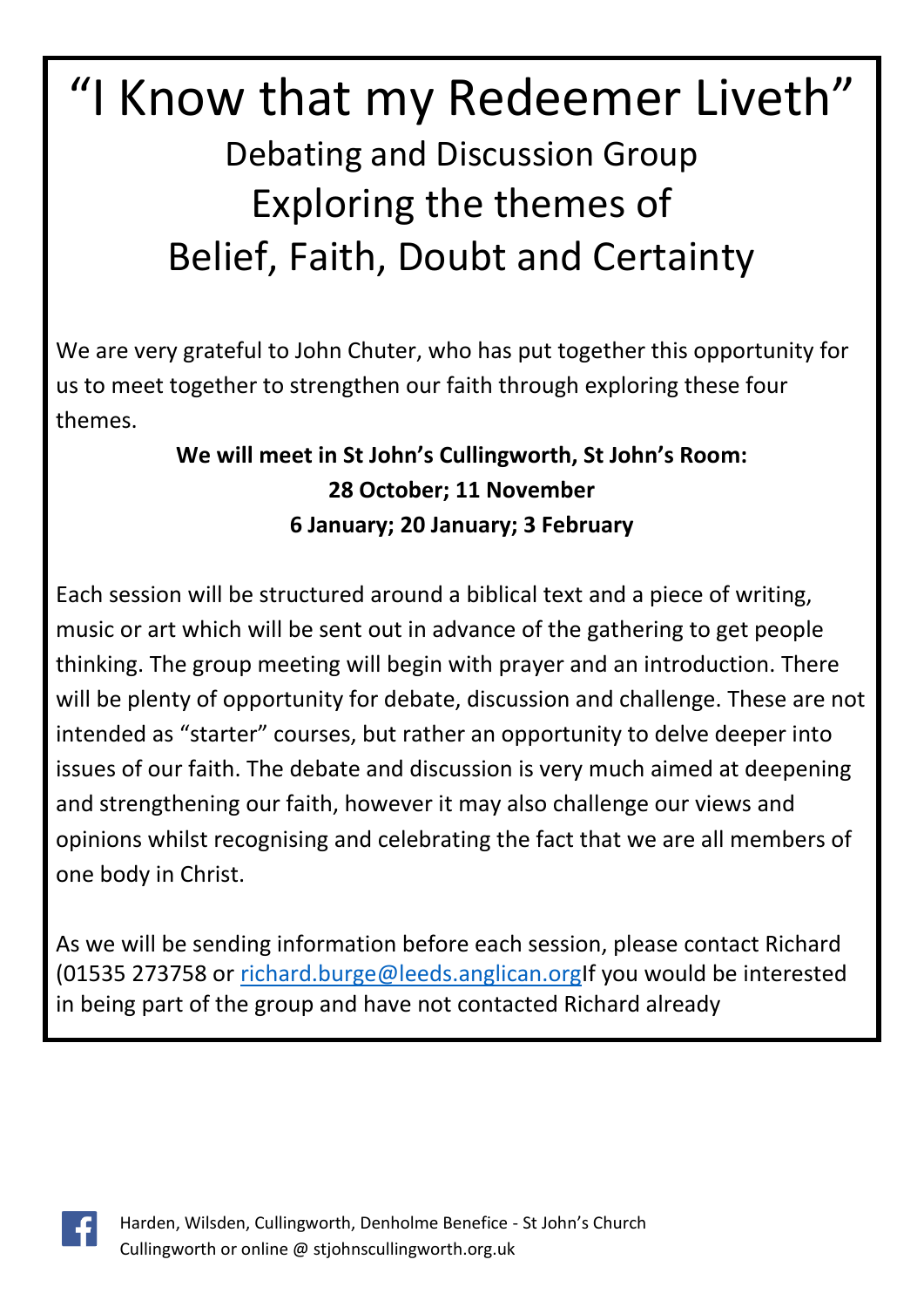# "I Know that my Redeemer Liveth"

## Debating and Discussion Group

## Exploring the themes of Belief, Faith, Doubt and Certainty

We are very grateful to John Chuter, who has put together this opportunity for us to meet together to strengthen our faith through exploring these four themes.

**We will meet in St John's Cullingworth, St John's Room:**
**28 October; 11 November**
**6 January; 20 January; 3 February**

Each session will be structured around a biblical text and a piece of writing, music or art which will be sent out in advance of the gathering to get people thinking. The group meeting will begin with prayer and an introduction. There will be plenty of opportunity for debate, discussion and challenge. These are not intended as "starter" courses, but rather an opportunity to delve deeper into issues of our faith. The debate and discussion is very much aimed at deepening and strengthening our faith, however it may also challenge our views and opinions whilst recognising and celebrating the fact that we are all members of one body in Christ.

As we will be sending information before each session, please contact Richard (01535 273758 or richard.burge@leeds.anglican.orgIf you would be interested in being part of the group and have not contacted Richard already

Harden, Wilsden, Cullingworth, Denholme Benefice - St John's Church Cullingworth or online @ stjohnscullingworth.org.uk